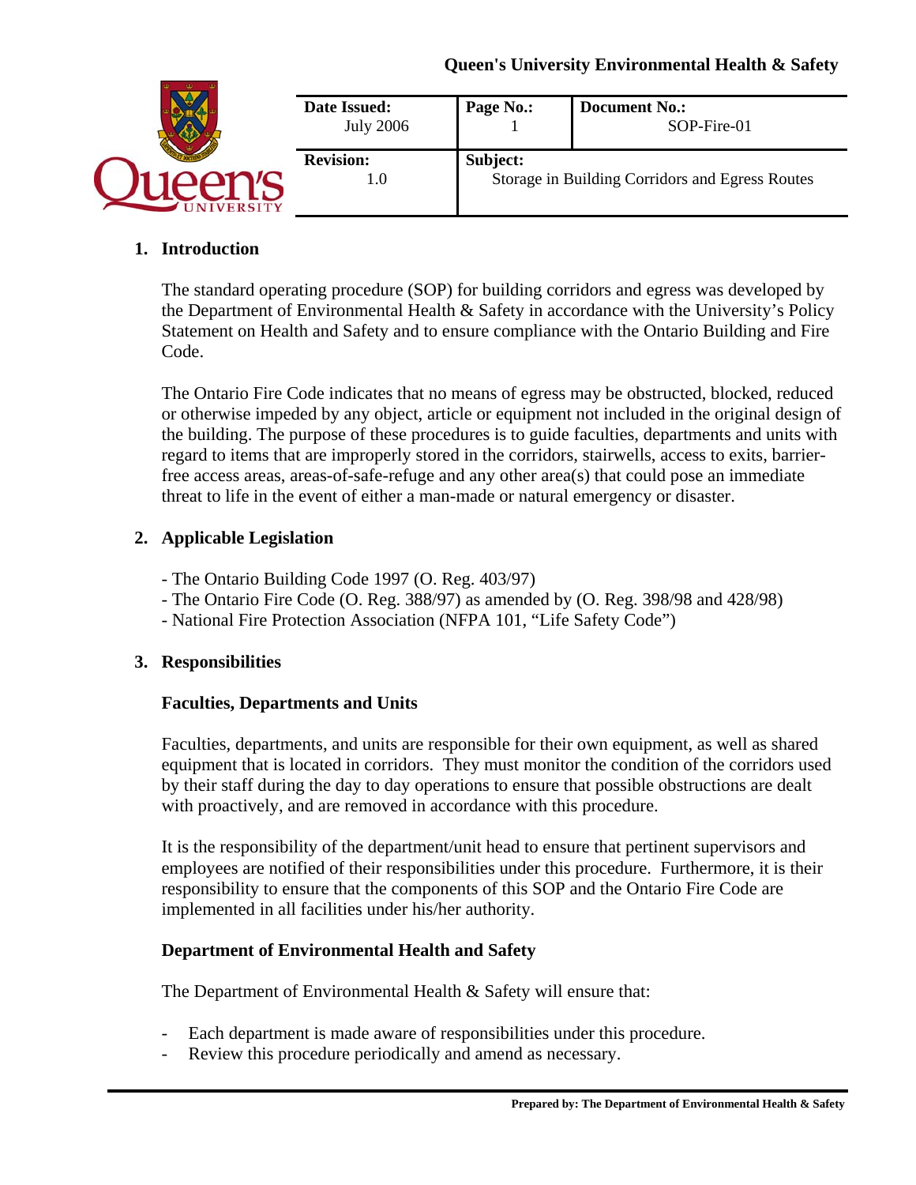Queen's University Environmental Health & Safety

| Date Issued: July 2006 | Page No.: 1 | Document No.: SOP-Fire-01 |
| --- | --- | --- |
| Revision: 1.0 | Subject: Storage in Building Corridors and Egress Routes | |

## 1. Introduction

The standard operating procedure (SOP) for building corridors and egress was developed by the Department of Environmental Health & Safety in accordance with the University's Policy Statement on Health and Safety and to ensure compliance with the Ontario Building and Fire Code.

The Ontario Fire Code indicates that no means of egress may be obstructed, blocked, reduced or otherwise impeded by any object, article or equipment not included in the original design of the building. The purpose of these procedures is to guide faculties, departments and units with regard to items that are improperly stored in the corridors, stairwells, access to exits, barrier-free access areas, areas-of-safe-refuge and any other area(s) that could pose an immediate threat to life in the event of either a man-made or natural emergency or disaster.

## 2. Applicable Legislation

- The Ontario Building Code 1997 (O. Reg. 403/97)
- The Ontario Fire Code (O. Reg. 388/97) as amended by (O. Reg. 398/98 and 428/98)
- National Fire Protection Association (NFPA 101, "Life Safety Code")

## 3. Responsibilities

### Faculties, Departments and Units

Faculties, departments, and units are responsible for their own equipment, as well as shared equipment that is located in corridors. They must monitor the condition of the corridors used by their staff during the day to day operations to ensure that possible obstructions are dealt with proactively, and are removed in accordance with this procedure.

It is the responsibility of the department/unit head to ensure that pertinent supervisors and employees are notified of their responsibilities under this procedure. Furthermore, it is their responsibility to ensure that the components of this SOP and the Ontario Fire Code are implemented in all facilities under his/her authority.

### Department of Environmental Health and Safety

The Department of Environmental Health & Safety will ensure that:

- Each department is made aware of responsibilities under this procedure.
- Review this procedure periodically and amend as necessary.

Prepared by: The Department of Environmental Health & Safety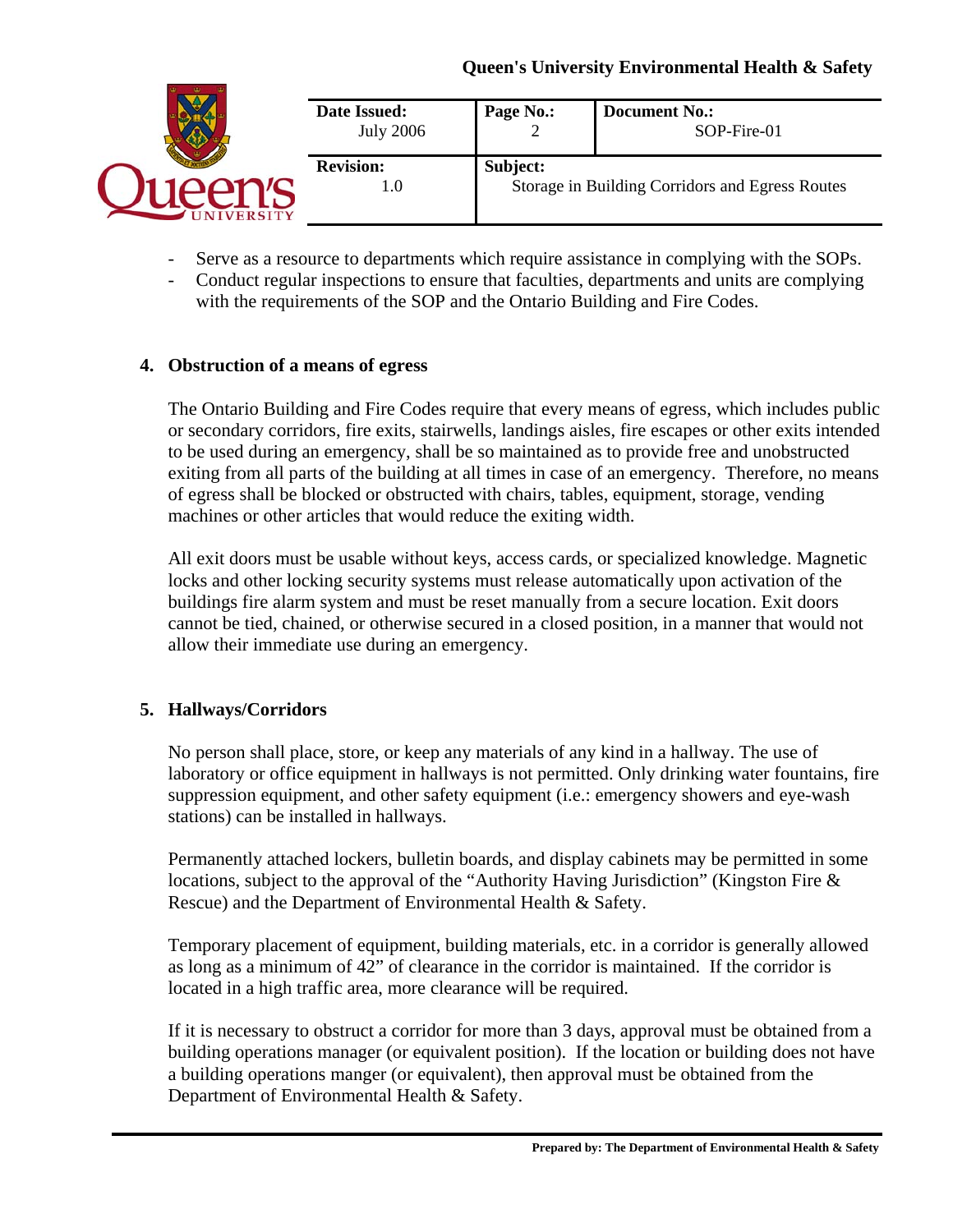- Serve as a resource to departments which require assistance in complying with the SOPs.
- Conduct regular inspections to ensure that faculties, departments and units are complying with the requirements of the SOP and the Ontario Building and Fire Codes.

## 4. Obstruction of a means of egress

The Ontario Building and Fire Codes require that every means of egress, which includes public or secondary corridors, fire exits, stairwells, landings aisles, fire escapes or other exits intended to be used during an emergency, shall be so maintained as to provide free and unobstructed exiting from all parts of the building at all times in case of an emergency. Therefore, no means of egress shall be blocked or obstructed with chairs, tables, equipment, storage, vending machines or other articles that would reduce the exiting width.

All exit doors must be usable without keys, access cards, or specialized knowledge. Magnetic locks and other locking security systems must release automatically upon activation of the buildings fire alarm system and must be reset manually from a secure location. Exit doors cannot be tied, chained, or otherwise secured in a closed position, in a manner that would not allow their immediate use during an emergency.

## 5. Hallways/Corridors

No person shall place, store, or keep any materials of any kind in a hallway. The use of laboratory or office equipment in hallways is not permitted. Only drinking water fountains, fire suppression equipment, and other safety equipment (i.e.: emergency showers and eye-wash stations) can be installed in hallways.

Permanently attached lockers, bulletin boards, and display cabinets may be permitted in some locations, subject to the approval of the "Authority Having Jurisdiction" (Kingston Fire & Rescue) and the Department of Environmental Health & Safety.

Temporary placement of equipment, building materials, etc. in a corridor is generally allowed as long as a minimum of 42" of clearance in the corridor is maintained. If the corridor is located in a high traffic area, more clearance will be required.

If it is necessary to obstruct a corridor for more than 3 days, approval must be obtained from a building operations manager (or equivalent position). If the location or building does not have a building operations manger (or equivalent), then approval must be obtained from the Department of Environmental Health & Safety.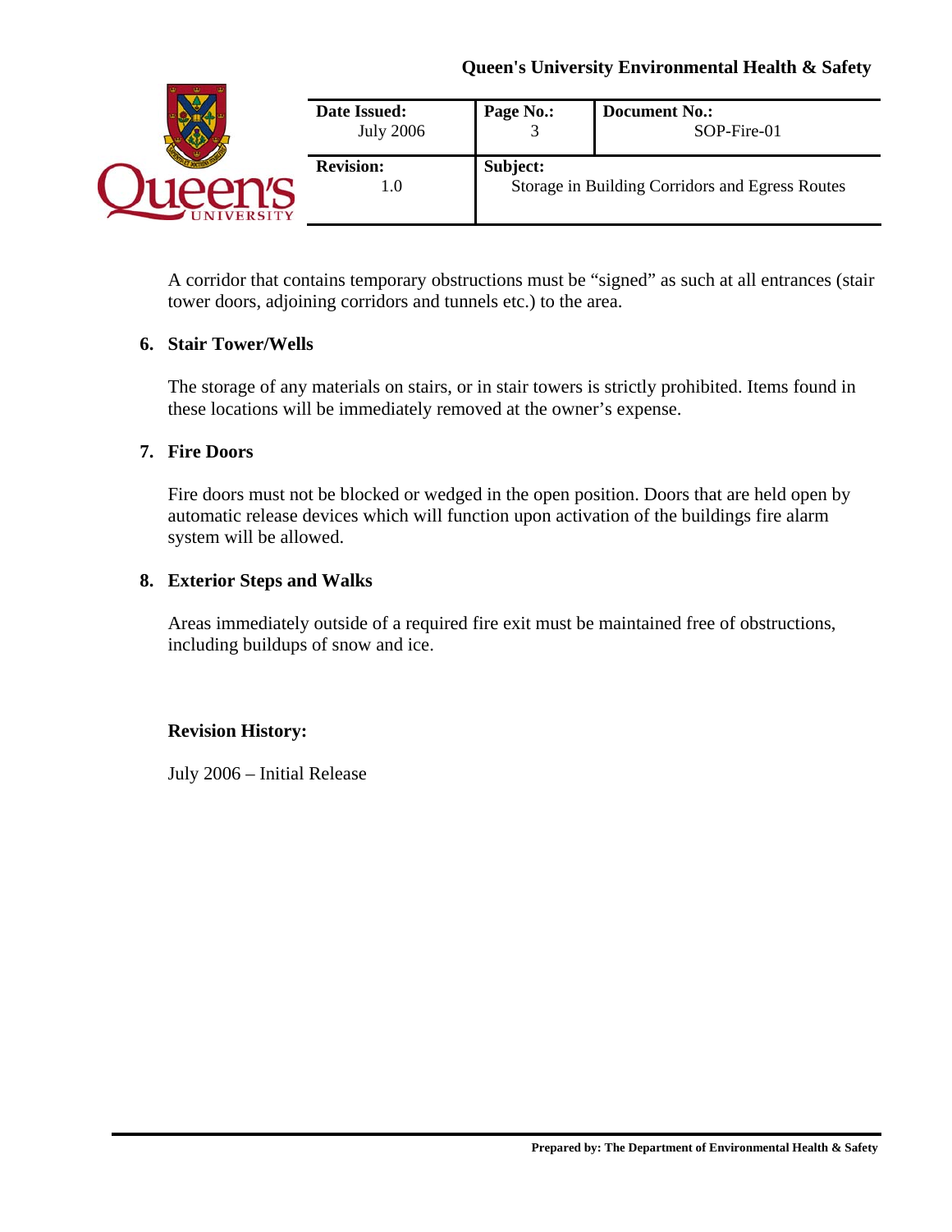A corridor that contains temporary obstructions must be "signed" as such at all entrances (stair tower doors, adjoining corridors and tunnels etc.) to the area.

## 6. Stair Tower/Wells

The storage of any materials on stairs, or in stair towers is strictly prohibited. Items found in these locations will be immediately removed at the owner's expense.

## 7. Fire Doors

Fire doors must not be blocked or wedged in the open position. Doors that are held open by automatic release devices which will function upon activation of the buildings fire alarm system will be allowed.

## 8. Exterior Steps and Walks

Areas immediately outside of a required fire exit must be maintained free of obstructions, including buildups of snow and ice.

**Revision History:**

July 2006 – Initial Release